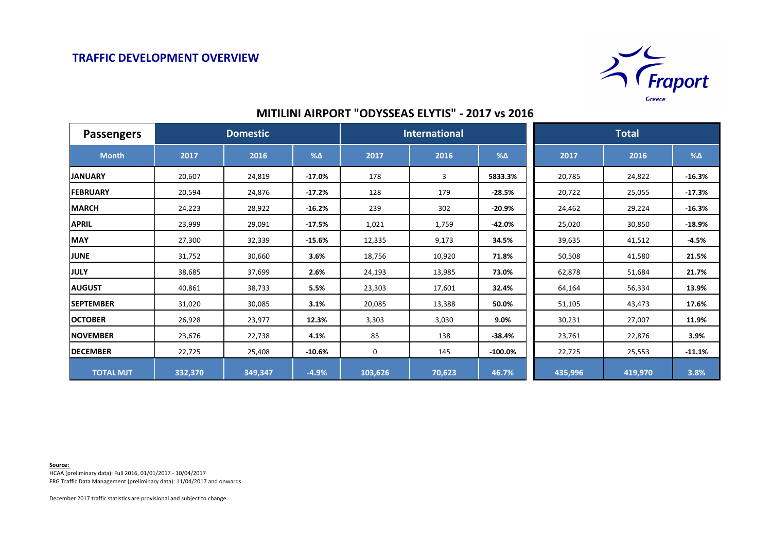## TRAFFIC DEVELOPMENT OVERVIEW

Fraport Greece

### MITILINI AIRPORT "ODYSSEAS ELYTIS" - 2017 vs 2016

| Passengers | Domestic | | | International | | | Total | | |
|---|---|---|---|---|---|---|---|---|---|
| **Month** | **2017** | **2016** | **%Δ** | **2017** | **2016** | **%Δ** | **2017** | **2016** | **%Δ** |
| **JANUARY** | 20,607 | 24,819 | **-17.0%** | 178 | 3 | **5833.3%** | 20,785 | 24,822 | **-16.3%** |
| **FEBRUARY** | 20,594 | 24,876 | **-17.2%** | 128 | 179 | **-28.5%** | 20,722 | 25,055 | **-17.3%** |
| **MARCH** | 24,223 | 28,922 | **-16.2%** | 239 | 302 | **-20.9%** | 24,462 | 29,224 | **-16.3%** |
| **APRIL** | 23,999 | 29,091 | **-17.5%** | 1,021 | 1,759 | **-42.0%** | 25,020 | 30,850 | **-18.9%** |
| **MAY** | 27,300 | 32,339 | **-15.6%** | 12,335 | 9,173 | **34.5%** | 39,635 | 41,512 | **-4.5%** |
| **JUNE** | 31,752 | 30,660 | **3.6%** | 18,756 | 10,920 | **71.8%** | 50,508 | 41,580 | **21.5%** |
| **JULY** | 38,685 | 37,699 | **2.6%** | 24,193 | 13,985 | **73.0%** | 62,878 | 51,684 | **21.7%** |
| **AUGUST** | 40,861 | 38,733 | **5.5%** | 23,303 | 17,601 | **32.4%** | 64,164 | 56,334 | **13.9%** |
| **SEPTEMBER** | 31,020 | 30,085 | **3.1%** | 20,085 | 13,388 | **50.0%** | 51,105 | 43,473 | **17.6%** |
| **OCTOBER** | 26,928 | 23,977 | **12.3%** | 3,303 | 3,030 | **9.0%** | 30,231 | 27,007 | **11.9%** |
| **NOVEMBER** | 23,676 | 22,738 | **4.1%** | 85 | 138 | **-38.4%** | 23,761 | 22,876 | **3.9%** |
| **DECEMBER** | 22,725 | 25,408 | **-10.6%** | 0 | 145 | **-100.0%** | 22,725 | 25,553 | **-11.1%** |
| **TOTAL MJT** | **332,370** | **349,347** | **-4.9%** | **103,626** | **70,623** | **46.7%** | **435,996** | **419,970** | **3.8%** |

**Source:**
HCAA (preliminary data): Full 2016, 01/01/2017 - 10/04/2017
FRG Traffic Data Management (preliminary data): 11/04/2017 and onwards

December 2017 traffic statistics are provisional and subject to change.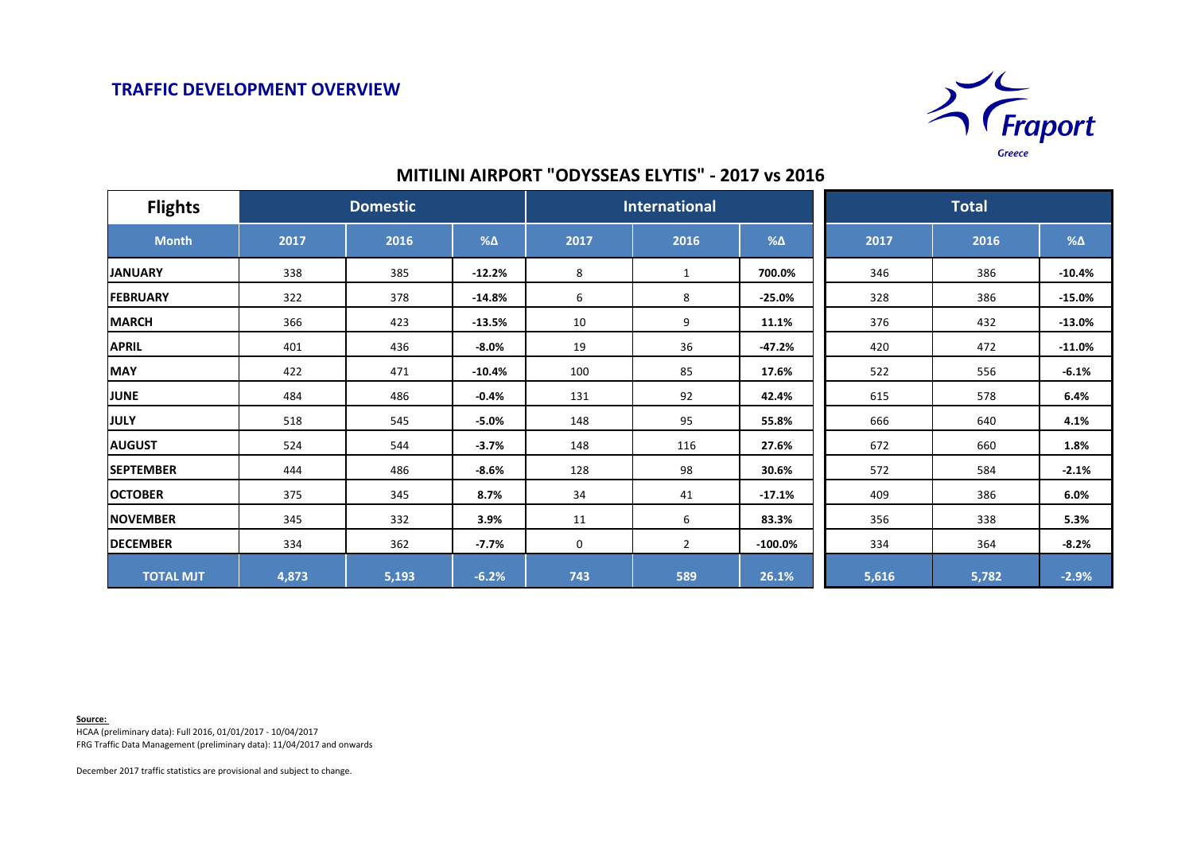## TRAFFIC DEVELOPMENT OVERVIEW

Fraport Greece

### MITILINI AIRPORT "ODYSSEAS ELYTIS" - 2017 vs 2016

| Flights | Domestic | | | International | | | Total | | |
|---|---|---|---|---|---|---|---|---|---|
| **Month** | **2017** | **2016** | **%Δ** | **2017** | **2016** | **%Δ** | **2017** | **2016** | **%Δ** |
| **JANUARY** | 338 | 385 | **-12.2%** | 8 | 1 | **700.0%** | 346 | 386 | **-10.4%** |
| **FEBRUARY** | 322 | 378 | **-14.8%** | 6 | 8 | **-25.0%** | 328 | 386 | **-15.0%** |
| **MARCH** | 366 | 423 | **-13.5%** | 10 | 9 | **11.1%** | 376 | 432 | **-13.0%** |
| **APRIL** | 401 | 436 | **-8.0%** | 19 | 36 | **-47.2%** | 420 | 472 | **-11.0%** |
| **MAY** | 422 | 471 | **-10.4%** | 100 | 85 | **17.6%** | 522 | 556 | **-6.1%** |
| **JUNE** | 484 | 486 | **-0.4%** | 131 | 92 | **42.4%** | 615 | 578 | **6.4%** |
| **JULY** | 518 | 545 | **-5.0%** | 148 | 95 | **55.8%** | 666 | 640 | **4.1%** |
| **AUGUST** | 524 | 544 | **-3.7%** | 148 | 116 | **27.6%** | 672 | 660 | **1.8%** |
| **SEPTEMBER** | 444 | 486 | **-8.6%** | 128 | 98 | **30.6%** | 572 | 584 | **-2.1%** |
| **OCTOBER** | 375 | 345 | **8.7%** | 34 | 41 | **-17.1%** | 409 | 386 | **6.0%** |
| **NOVEMBER** | 345 | 332 | **3.9%** | 11 | 6 | **83.3%** | 356 | 338 | **5.3%** |
| **DECEMBER** | 334 | 362 | **-7.7%** | 0 | 2 | **-100.0%** | 334 | 364 | **-8.2%** |
| **TOTAL MJT** | **4,873** | **5,193** | **-6.2%** | **743** | **589** | **26.1%** | **5,616** | **5,782** | **-2.9%** |

**Source:**

HCAA (preliminary data): Full 2016, 01/01/2017 - 10/04/2017

FRG Traffic Data Management (preliminary data): 11/04/2017 and onwards

December 2017 traffic statistics are provisional and subject to change.